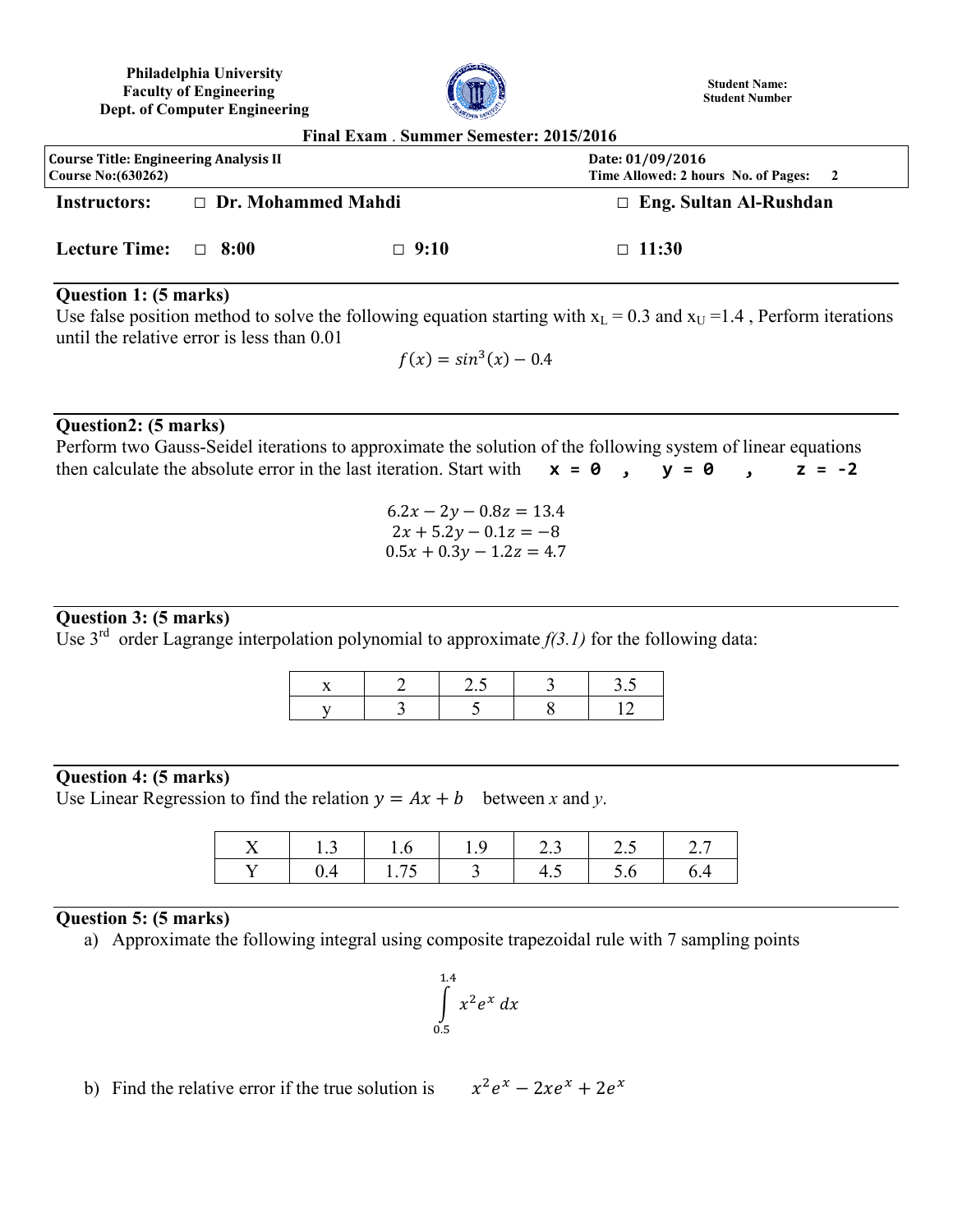**Philadelphia University**
**Faculty of Engineering**
**Dept. of Computer Engineering**

**Student Name:**
**Student Number**

**Final Exam . Summer Semester: 2015/2016**

| **Course Title: Engineering Analysis II** **Course No:(630262)** | **Date: 01/09/2016** **Time Allowed: 2 hours No. of Pages: 2** |
|---|---|

**Instructors:** □ **Dr. Mohammed Mahdi** □ **Eng. Sultan Al-Rushdan**

**Lecture Time:** □ **8:00** □ **9:10** □ **11:30**

---

**Question 1: (5 marks)**

Use false position method to solve the following equation starting with $x_L = 0.3$ and $x_U = 1.4$ , Perform iterations until the relative error is less than 0.01

$$f(x) = sin^3(x) - 0.4$$

---

**Question2: (5 marks)**

Perform two Gauss-Seidel iterations to approximate the solution of the following system of linear equations then calculate the absolute error in the last iteration. Start with **x = 0 , y = 0 , z = -2**

$$6.2x - 2y - 0.8z = 13.4$$
$$2x + 5.2y - 0.1z = -8$$
$$0.5x + 0.3y - 1.2z = 4.7$$

---

**Question 3: (5 marks)**

Use 3rd order Lagrange interpolation polynomial to approximate *f(3.1)* for the following data:

| x | 2 | 2.5 | 3 | 3.5 |
|---|---|---|---|---|
| y | 3 | 5 | 8 | 12 |

---

**Question 4: (5 marks)**

Use Linear Regression to find the relation $y = Ax + b$ between *x* and *y*.

| X | 1.3 | 1.6 | 1.9 | 2.3 | 2.5 | 2.7 |
|---|---|---|---|---|---|---|
| Y | 0.4 | 1.75 | 3 | 4.5 | 5.6 | 6.4 |

---

**Question 5: (5 marks)**

a) Approximate the following integral using composite trapezoidal rule with 7 sampling points

$$\int_{0.5}^{1.4} x^2 e^x \, dx$$

b) Find the relative error if the true solution is $x^2e^x - 2xe^x + 2e^x$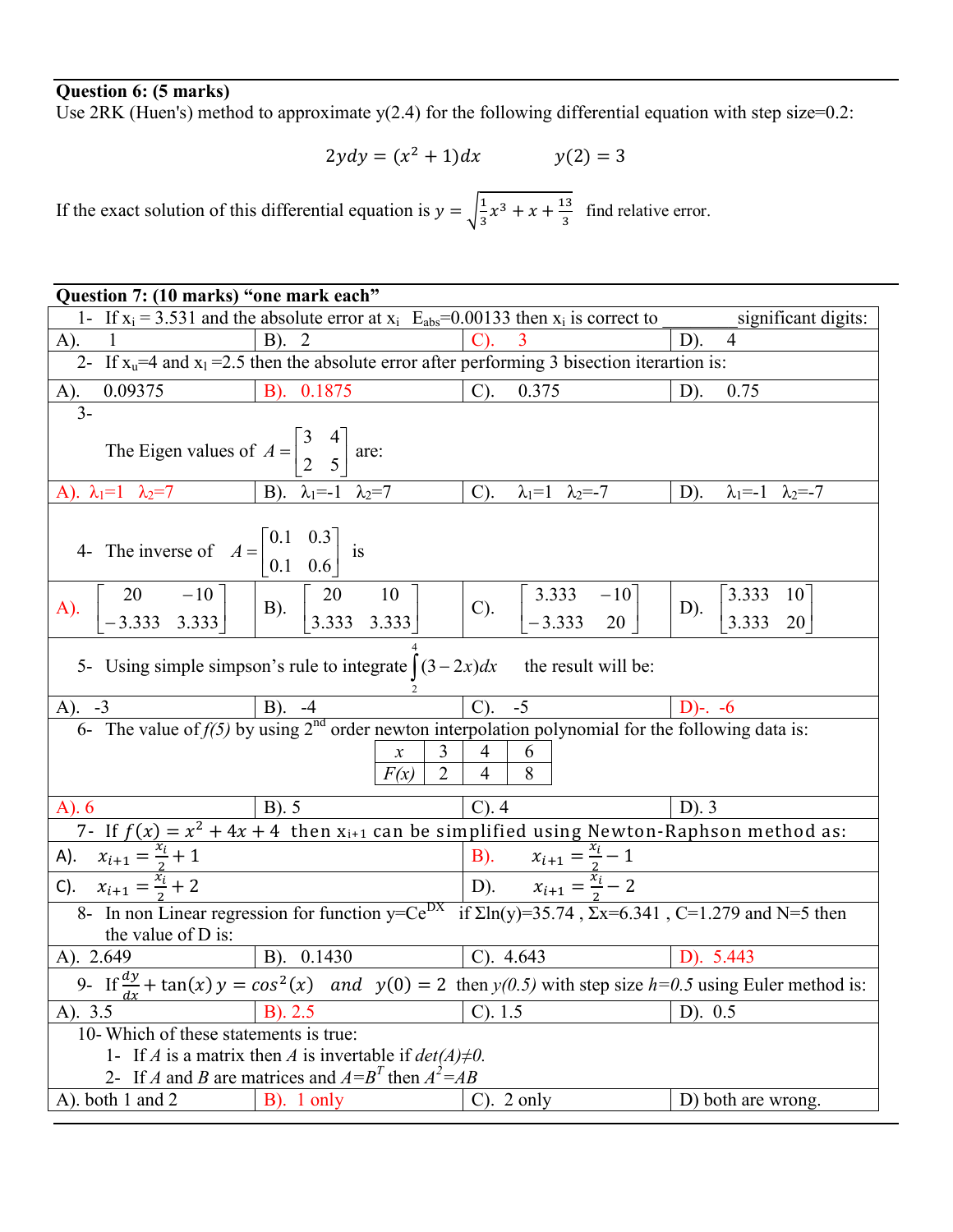**Question 6: (5 marks)**

Use 2RK (Huen's) method to approximate y(2.4) for the following differential equation with step size=0.2:

$$2ydy = (x^2 + 1)dx \qquad y(2) = 3$$

If the exact solution of this differential equation is $y = \sqrt{\frac{1}{3}x^3 + x + \frac{13}{3}}$ find relative error.

**Question 7: (10 marks) "one mark each"**

1- If $x_i = 3.531$ and the absolute error at $x_i$ $E_{abs}$=0.00133 then $x_i$ is correct to ________significant digits:

| | | | |
|---|---|---|---|
| A). 1 | B). 2 | C). 3 | D). 4 |

2- If $x_u$=4 and $x_l$ =2.5 then the absolute error after performing 3 bisection iterartion is:

| | | | |
|---|---|---|---|
| A). 0.09375 | B). 0.1875 | C). 0.375 | D). 0.75 |

3- The Eigen values of $A = \begin{bmatrix} 3 & 4 \\ 2 & 5 \end{bmatrix}$ are:

| | | | |
|---|---|---|---|
| A). $\lambda_1$=1 $\lambda_2$=7 | B). $\lambda_1$=-1 $\lambda_2$=7 | C). $\lambda_1$=1 $\lambda_2$=-7 | D). $\lambda_1$=-1 $\lambda_2$=-7 |

4- The inverse of $A = \begin{bmatrix} 0.1 & 0.3 \\ 0.1 & 0.6 \end{bmatrix}$ is

| | | | |
|---|---|---|---|
| A). $\begin{bmatrix} 20 & -10 \\ -3.333 & 3.333 \end{bmatrix}$ | B). $\begin{bmatrix} 20 & 10 \\ 3.333 & 3.333 \end{bmatrix}$ | C). $\begin{bmatrix} 3.333 & -10 \\ -3.333 & 20 \end{bmatrix}$ | D). $\begin{bmatrix} 3.333 & 10 \\ 3.333 & 20 \end{bmatrix}$ |

5- Using simple simpson's rule to integrate $\int_2^4 (3 - 2x)dx$ the result will be:

| | | | |
|---|---|---|---|
| A). -3 | B). -4 | C). -5 | D)-. -6 |

6- The value of $f(5)$ by using 2nd order newton interpolation polynomial for the following data is:

| $x$ | 3 | 4 | 6 |
|---|---|---|---|
| $F(x)$ | 2 | 4 | 8 |

| | | | |
|---|---|---|---|
| A). 6 | B). 5 | C). 4 | D). 3 |

7- If $f(x) = x^2 + 4x + 4$ then $x_{i+1}$ can be simplified using Newton-Raphson method as:

| | |
|---|---|
| A). $x_{i+1} = \frac{x_i}{2} + 1$ | B). $x_{i+1} = \frac{x_i}{2} - 1$ |
| C). $x_{i+1} = \frac{x_i}{2} + 2$ | D). $x_{i+1} = \frac{x_i}{2} - 2$ |

8- In non Linear regression for function $y=Ce^{DX}$ if $\Sigma \ln(y)$=35.74 , $\Sigma x$=6.341 , C=1.279 and N=5 then the value of D is:

| | | | |
|---|---|---|---|
| A). 2.649 | B). 0.1430 | C). 4.643 | D). 5.443 |

9- If $\frac{dy}{dx} + \tan(x)\, y = \cos^2(x)$ and $y(0) = 2$ then $y(0.5)$ with step size $h=0.5$ using Euler method is:

| | | | |
|---|---|---|---|
| A). 3.5 | B). 2.5 | C). 1.5 | D). 0.5 |

10- Which of these statements is true:

1. If $A$ is a matrix then $A$ is invertable if $det(A) \neq 0$.
2. If $A$ and $B$ are matrices and $A=B^T$ then $A^2=AB$

| | | | |
|---|---|---|---|
| A). both 1 and 2 | B). 1 only | C). 2 only | D) both are wrong. |